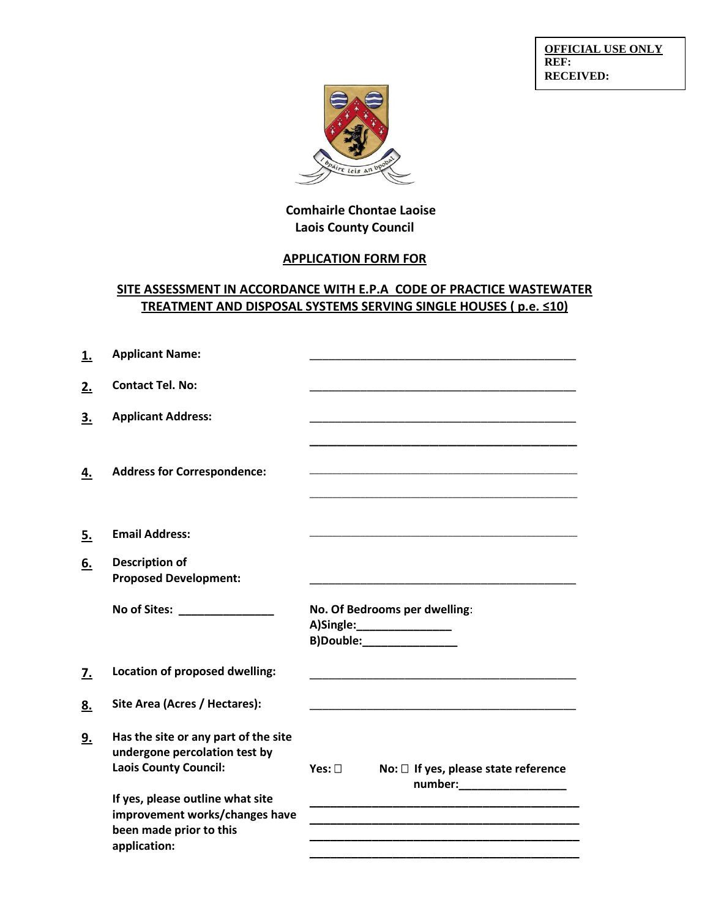**OFFICIAL USE ONLY**
**REF:**
**RECEIVED:**

**Comhairle Chontae Laoise**
**Laois County Council**

## APPLICATION FORM FOR

## SITE ASSESSMENT IN ACCORDANCE WITH E.P.A CODE OF PRACTICE WASTEWATER TREATMENT AND DISPOSAL SYSTEMS SERVING SINGLE HOUSES ( p.e. ≤10)

1. **Applicant Name:** ___________________________________________

2. **Contact Tel. No:** ___________________________________________

3. **Applicant Address:** ___________________________________________
___________________________________________

4. **Address for Correspondence:** ___________________________________________
___________________________________________

5. **Email Address:** ___________________________________________

6. **Description of Proposed Development:** ___________________________________________

   **No of Sites:** _______________

   **No. Of Bedrooms per dwelling**:
   **A)Single:**_______________
   **B)Double:**_______________

7. **Location of proposed dwelling:** ___________________________________________

8. **Site Area (Acres / Hectares):** ___________________________________________

9. **Has the site or any part of the site undergone percolation test by Laois County Council:**

   **Yes:** ☐ **No:** ☐ **If yes, please state reference number:**_________________

   **If yes, please outline what site improvement works/changes have been made prior to this application:**
___________________________________________
___________________________________________
___________________________________________
___________________________________________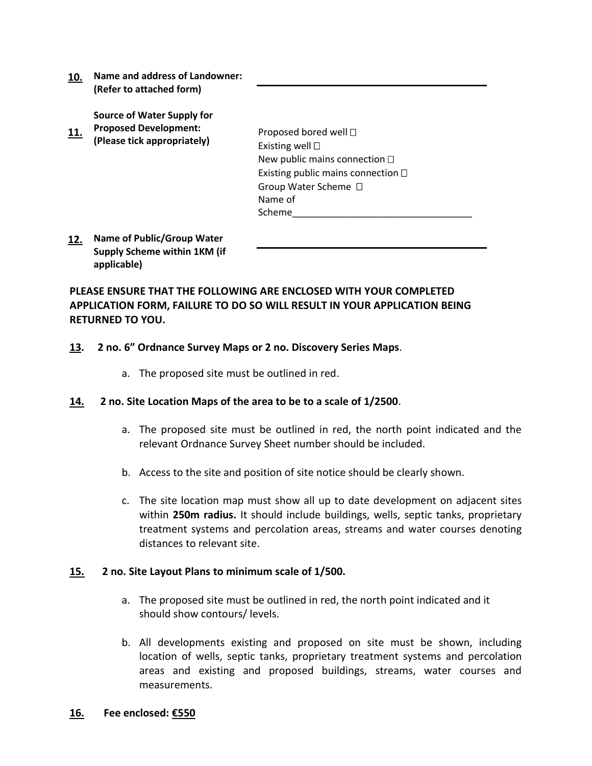**10.** **Name and address of Landowner: (Refer to attached form)** \_\_\_\_\_\_\_\_\_\_\_\_\_\_\_\_\_\_\_\_\_\_\_\_\_\_\_\_\_\_\_\_\_\_\_\_

**11.** **Source of Water Supply for Proposed Development: (Please tick appropriately)**

Proposed bored well ☐
Existing well ☐
New public mains connection ☐
Existing public mains connection ☐
Group Water Scheme ☐
Name of Scheme\_\_\_\_\_\_\_\_\_\_\_\_\_\_\_\_\_\_\_\_\_\_\_\_\_\_\_\_\_\_\_\_\_\_

**12.** **Name of Public/Group Water Supply Scheme within 1KM (if applicable)** \_\_\_\_\_\_\_\_\_\_\_\_\_\_\_\_\_\_\_\_\_\_\_\_\_\_\_\_\_\_\_\_\_\_\_\_

**PLEASE ENSURE THAT THE FOLLOWING ARE ENCLOSED WITH YOUR COMPLETED APPLICATION FORM, FAILURE TO DO SO WILL RESULT IN YOUR APPLICATION BEING RETURNED TO YOU.**

**13. 2 no. 6" Ordnance Survey Maps or 2 no. Discovery Series Maps**.

a. The proposed site must be outlined in red.

**14. 2 no. Site Location Maps of the area to be to a scale of 1/2500**.

a. The proposed site must be outlined in red, the north point indicated and the relevant Ordnance Survey Sheet number should be included.

b. Access to the site and position of site notice should be clearly shown.

c. The site location map must show all up to date development on adjacent sites within **250m radius.** It should include buildings, wells, septic tanks, proprietary treatment systems and percolation areas, streams and water courses denoting distances to relevant site.

**15. 2 no. Site Layout Plans to minimum scale of 1/500.**

a. The proposed site must be outlined in red, the north point indicated and it should show contours/ levels.

b. All developments existing and proposed on site must be shown, including location of wells, septic tanks, proprietary treatment systems and percolation areas and existing and proposed buildings, streams, water courses and measurements.

**16. Fee enclosed: €550**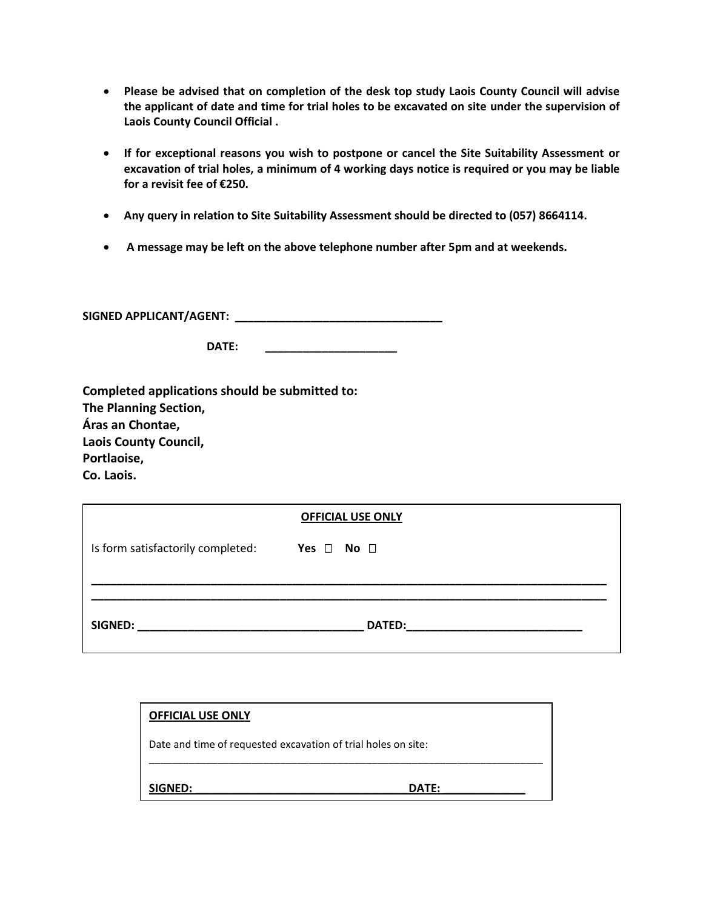- **Please be advised that on completion of the desk top study Laois County Council will advise the applicant of date and time for trial holes to be excavated on site under the supervision of Laois County Council Official .**

- **If for exceptional reasons you wish to postpone or cancel the Site Suitability Assessment or excavation of trial holes, a minimum of 4 working days notice is required or you may be liable for a revisit fee of €250.**

- **Any query in relation to Site Suitability Assessment should be directed to (057) 8664114.**

- **A message may be left on the above telephone number after 5pm and at weekends.**

**SIGNED APPLICANT/AGENT: ________________________________**

**DATE: ____________________**

**Completed applications should be submitted to:**
**The Planning Section,**
**Áras an Chontae,**
**Laois County Council,**
**Portlaoise,**
**Co. Laois.**

---

**OFFICIAL USE ONLY**

Is form satisfactorily completed: **Yes** ☐ **No** ☐

________________________________________________________________________________

________________________________________________________________________________

**SIGNED: ___________________________________ DATED: ___________________________**

---

**OFFICIAL USE ONLY**

Date and time of requested excavation of trial holes on site:

________________________________________________________________________________

**SIGNED: ___________________________________ DATE: _____________**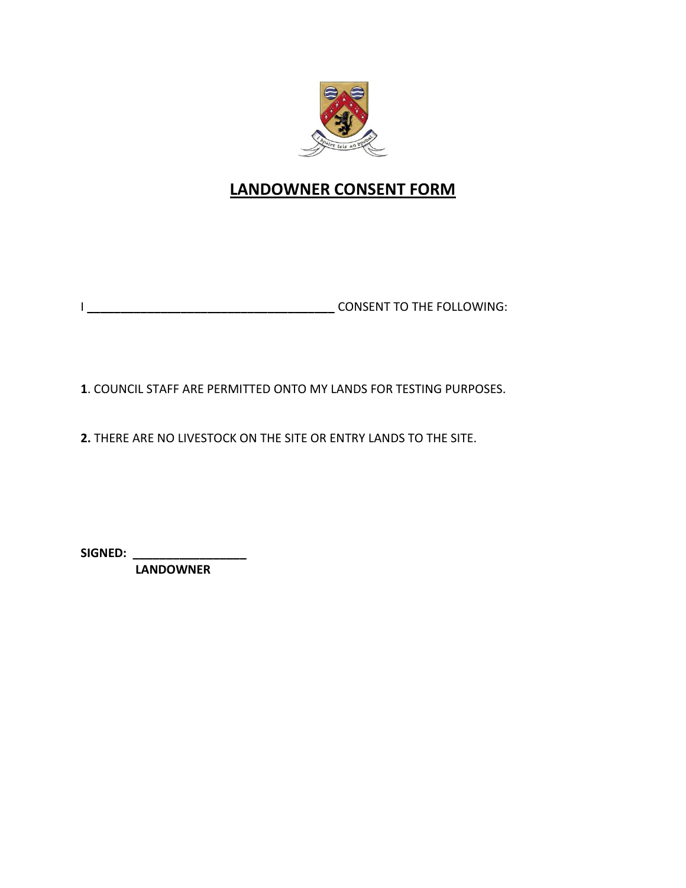# LANDOWNER CONSENT FORM

I ______________________________________ CONSENT TO THE FOLLOWING:

**1**. COUNCIL STAFF ARE PERMITTED ONTO MY LANDS FOR TESTING PURPOSES.

**2.** THERE ARE NO LIVESTOCK ON THE SITE OR ENTRY LANDS TO THE SITE.

**SIGNED:** __________________

**LANDOWNER**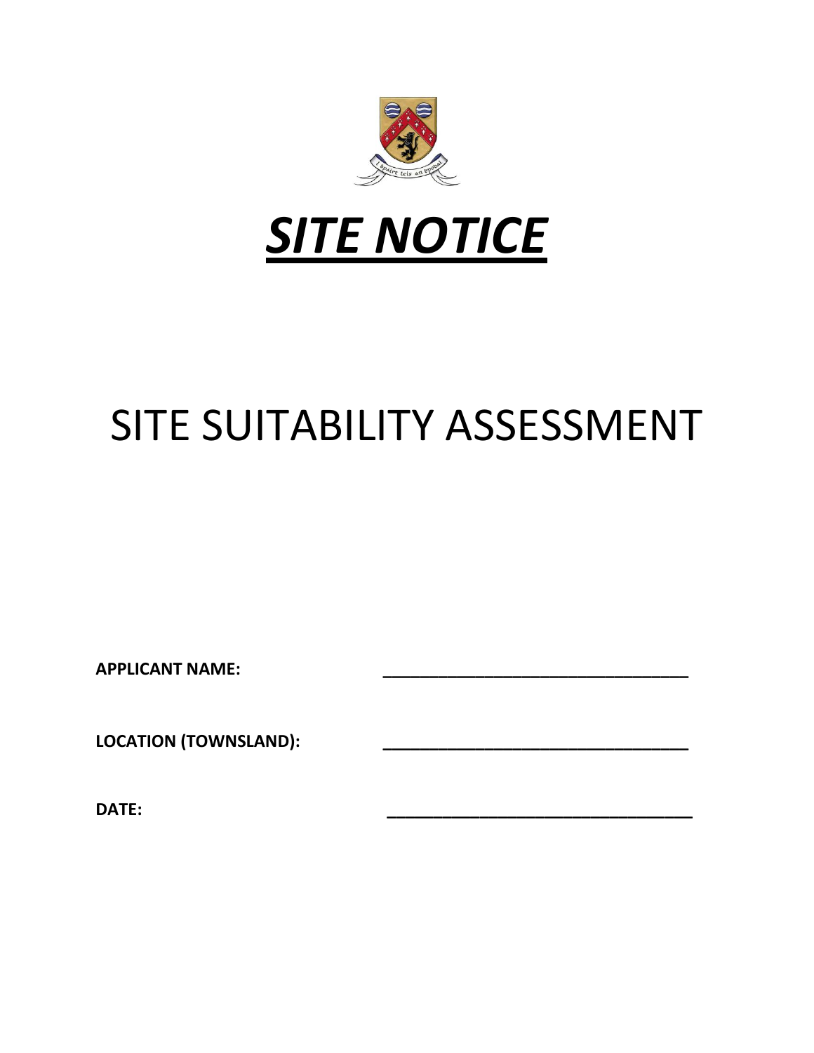# ***SITE NOTICE***

# SITE SUITABILITY ASSESSMENT

**APPLICANT NAME:** ___________________________________

**LOCATION (TOWNSLAND):** ___________________________________

**DATE:** ___________________________________